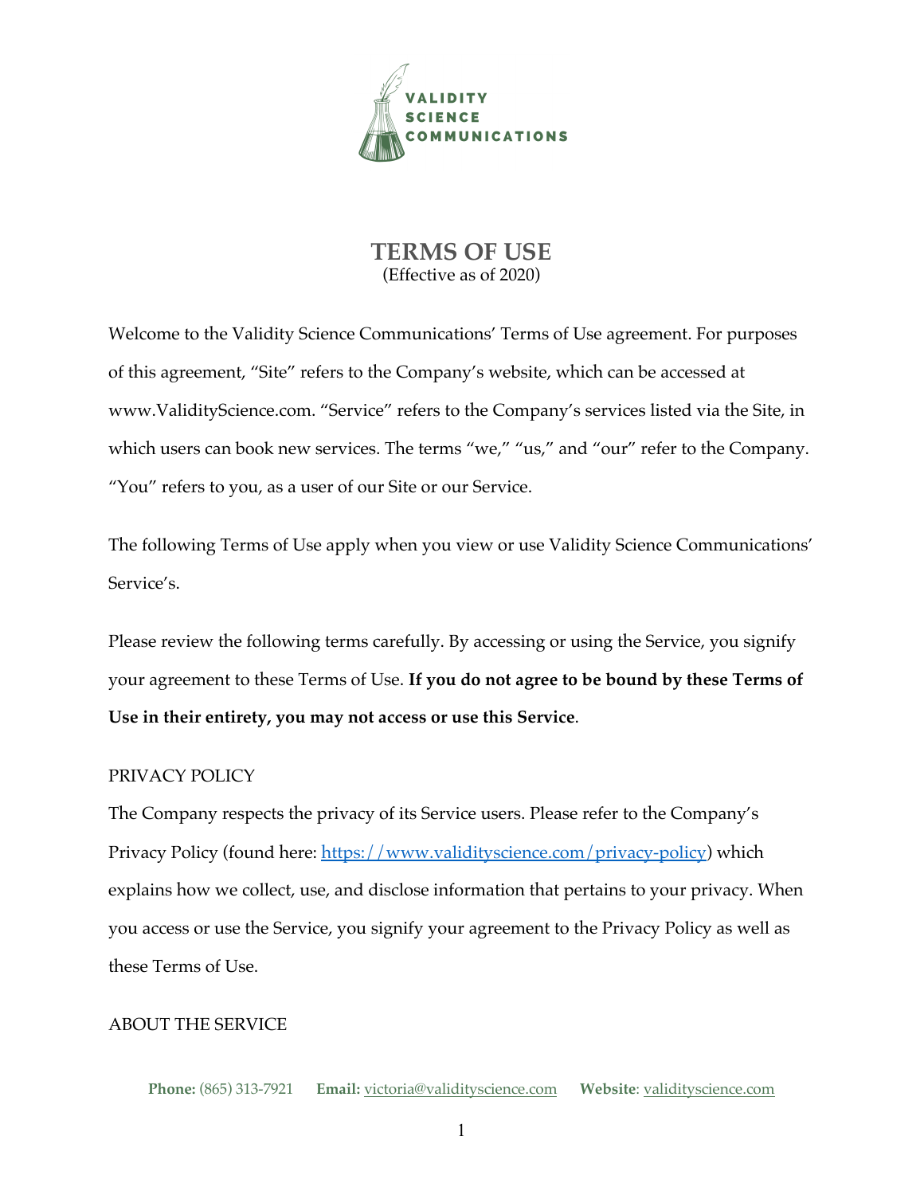# TERMS OF USE

(Effective as of 2020)

Welcome to the Validity Science Communications' Terms of Use agreement. For purposes of this agreement, "Site" refers to the Company's website, which can be accessed at www.ValidityScience.com. "Service" refers to the Company's services listed via the Site, in which users can book new services. The terms "we," "us," and "our" refer to the Company. "You" refers to you, as a user of our Site or our Service.

The following Terms of Use apply when you view or use Validity Science Communications' Service's.

Please review the following terms carefully. By accessing or using the Service, you signify your agreement to these Terms of Use. **If you do not agree to be bound by these Terms of Use in their entirety, you may not access or use this Service**.

## PRIVACY POLICY

The Company respects the privacy of its Service users. Please refer to the Company's Privacy Policy (found here: https://www.validityscience.com/privacy-policy) which explains how we collect, use, and disclose information that pertains to your privacy. When you access or use the Service, you signify your agreement to the Privacy Policy as well as these Terms of Use.

## ABOUT THE SERVICE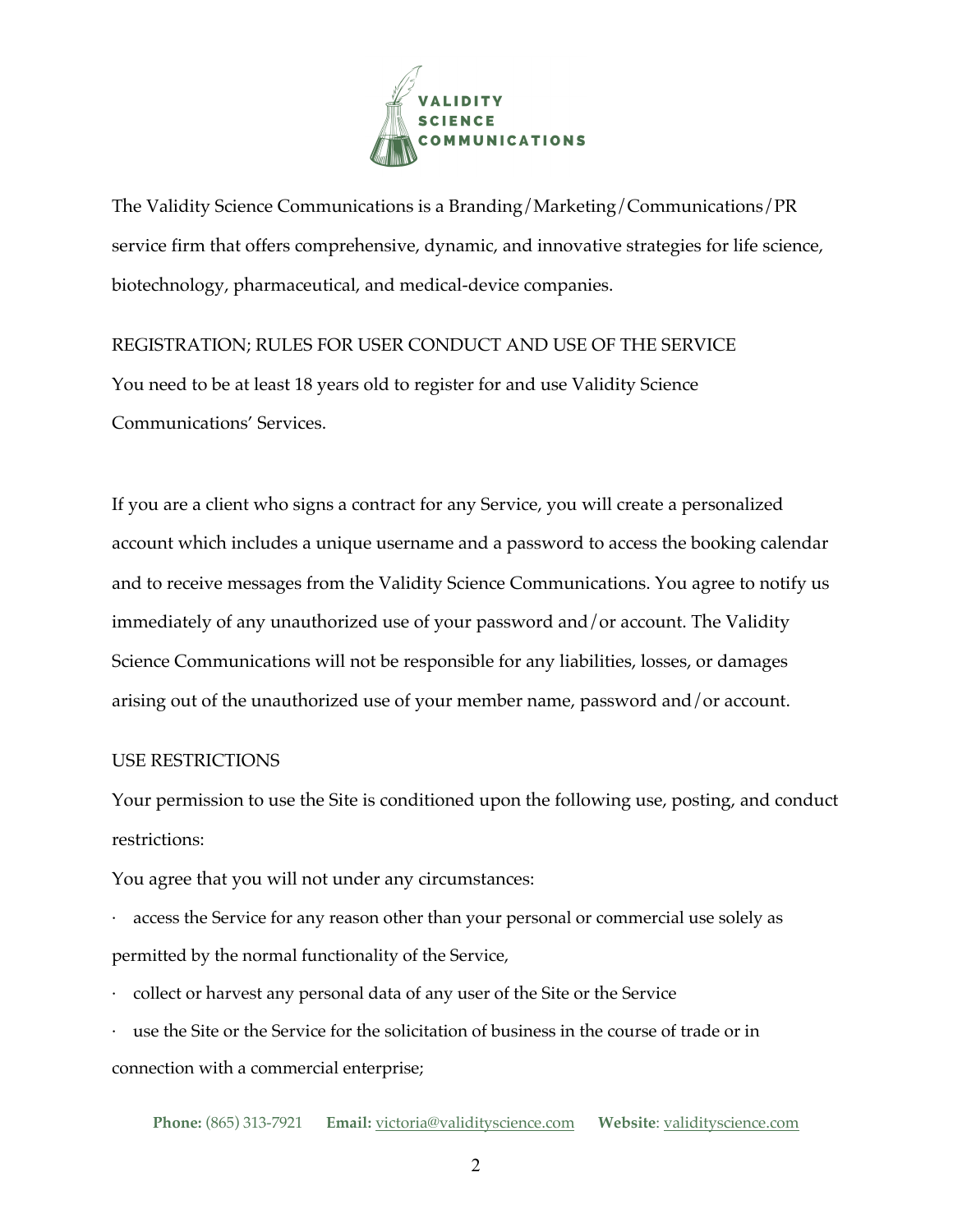The Validity Science Communications is a Branding/Marketing/Communications/PR service firm that offers comprehensive, dynamic, and innovative strategies for life science, biotechnology, pharmaceutical, and medical-device companies.

REGISTRATION; RULES FOR USER CONDUCT AND USE OF THE SERVICE

You need to be at least 18 years old to register for and use Validity Science Communications' Services.

If you are a client who signs a contract for any Service, you will create a personalized account which includes a unique username and a password to access the booking calendar and to receive messages from the Validity Science Communications. You agree to notify us immediately of any unauthorized use of your password and/or account. The Validity Science Communications will not be responsible for any liabilities, losses, or damages arising out of the unauthorized use of your member name, password and/or account.

USE RESTRICTIONS

Your permission to use the Site is conditioned upon the following use, posting, and conduct restrictions:

You agree that you will not under any circumstances:

- access the Service for any reason other than your personal or commercial use solely as permitted by the normal functionality of the Service,
- collect or harvest any personal data of any user of the Site or the Service
- use the Site or the Service for the solicitation of business in the course of trade or in connection with a commercial enterprise;

**Phone:** (865) 313-7921 **Email:** victoria@validityscience.com **Website**: validityscience.com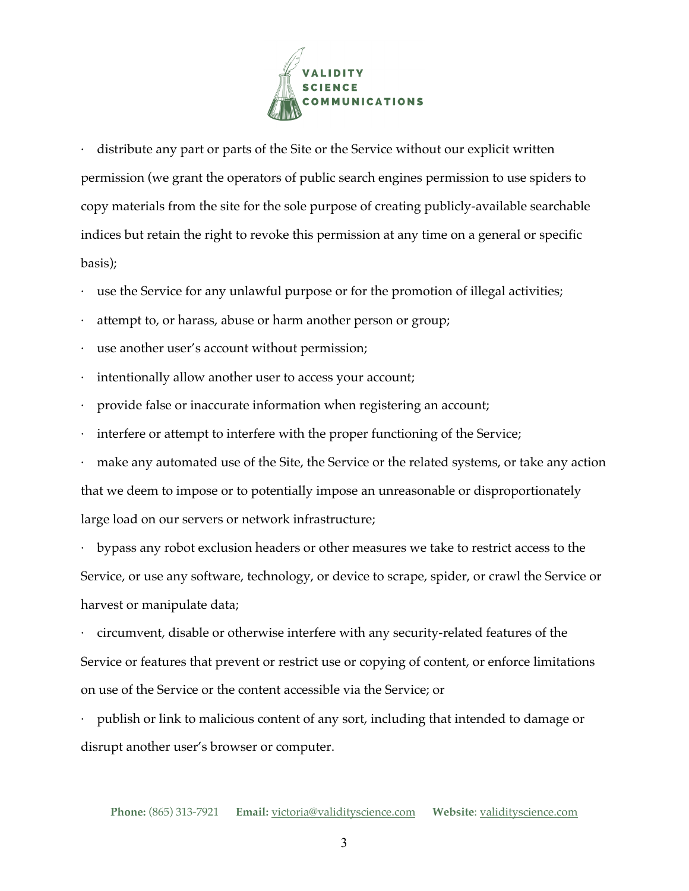· distribute any part or parts of the Site or the Service without our explicit written permission (we grant the operators of public search engines permission to use spiders to copy materials from the site for the sole purpose of creating publicly-available searchable indices but retain the right to revoke this permission at any time on a general or specific basis);

· use the Service for any unlawful purpose or for the promotion of illegal activities;

· attempt to, or harass, abuse or harm another person or group;

· use another user's account without permission;

· intentionally allow another user to access your account;

· provide false or inaccurate information when registering an account;

· interfere or attempt to interfere with the proper functioning of the Service;

· make any automated use of the Site, the Service or the related systems, or take any action that we deem to impose or to potentially impose an unreasonable or disproportionately large load on our servers or network infrastructure;

· bypass any robot exclusion headers or other measures we take to restrict access to the Service, or use any software, technology, or device to scrape, spider, or crawl the Service or harvest or manipulate data;

· circumvent, disable or otherwise interfere with any security-related features of the Service or features that prevent or restrict use or copying of content, or enforce limitations on use of the Service or the content accessible via the Service; or

· publish or link to malicious content of any sort, including that intended to damage or disrupt another user's browser or computer.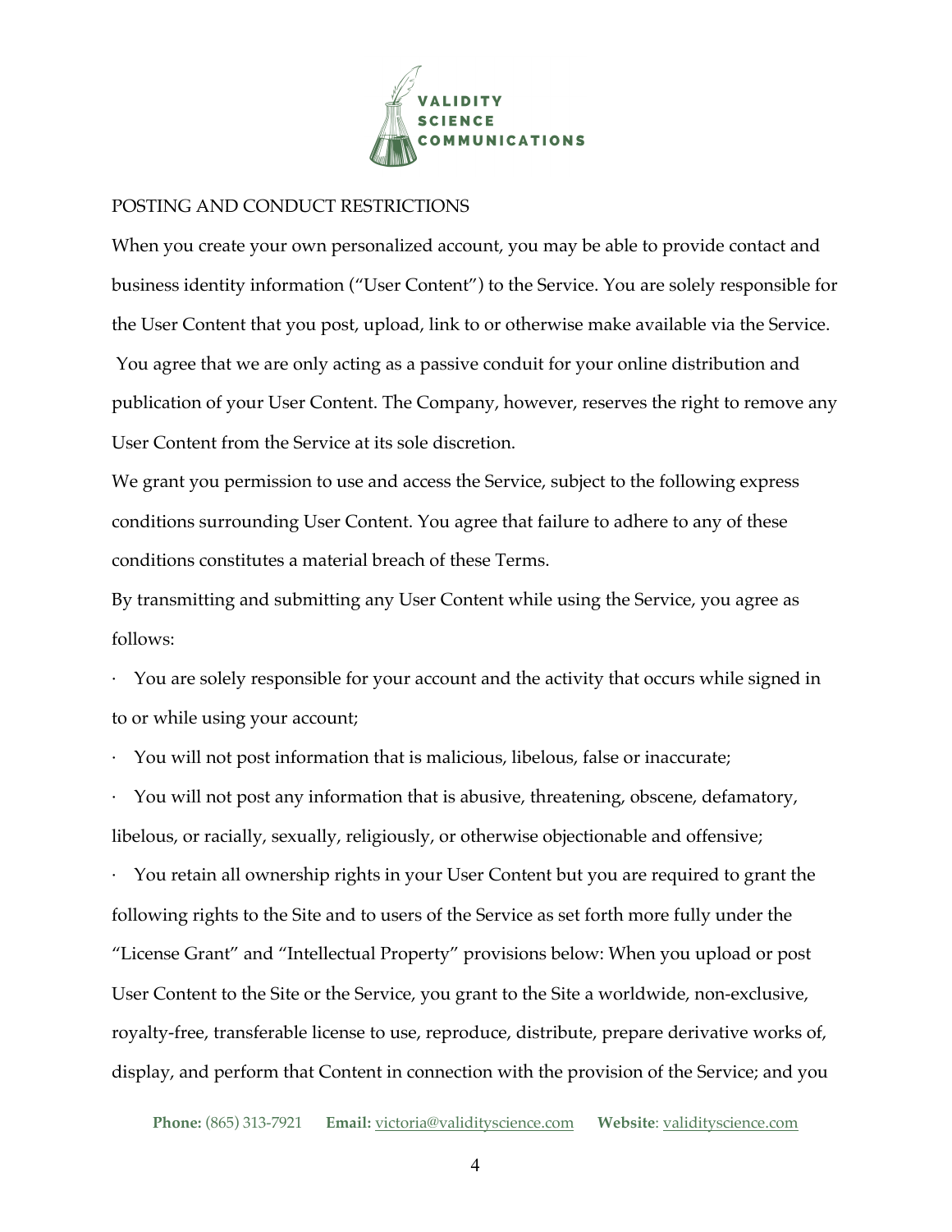POSTING AND CONDUCT RESTRICTIONS

When you create your own personalized account, you may be able to provide contact and business identity information ("User Content") to the Service. You are solely responsible for the User Content that you post, upload, link to or otherwise make available via the Service. You agree that we are only acting as a passive conduit for your online distribution and publication of your User Content. The Company, however, reserves the right to remove any User Content from the Service at its sole discretion.

We grant you permission to use and access the Service, subject to the following express conditions surrounding User Content. You agree that failure to adhere to any of these conditions constitutes a material breach of these Terms.

By transmitting and submitting any User Content while using the Service, you agree as follows:

- You are solely responsible for your account and the activity that occurs while signed in to or while using your account;
- You will not post information that is malicious, libelous, false or inaccurate;
- You will not post any information that is abusive, threatening, obscene, defamatory, libelous, or racially, sexually, religiously, or otherwise objectionable and offensive;
- You retain all ownership rights in your User Content but you are required to grant the following rights to the Site and to users of the Service as set forth more fully under the "License Grant" and "Intellectual Property" provisions below: When you upload or post User Content to the Site or the Service, you grant to the Site a worldwide, non-exclusive, royalty-free, transferable license to use, reproduce, distribute, prepare derivative works of, display, and perform that Content in connection with the provision of the Service; and you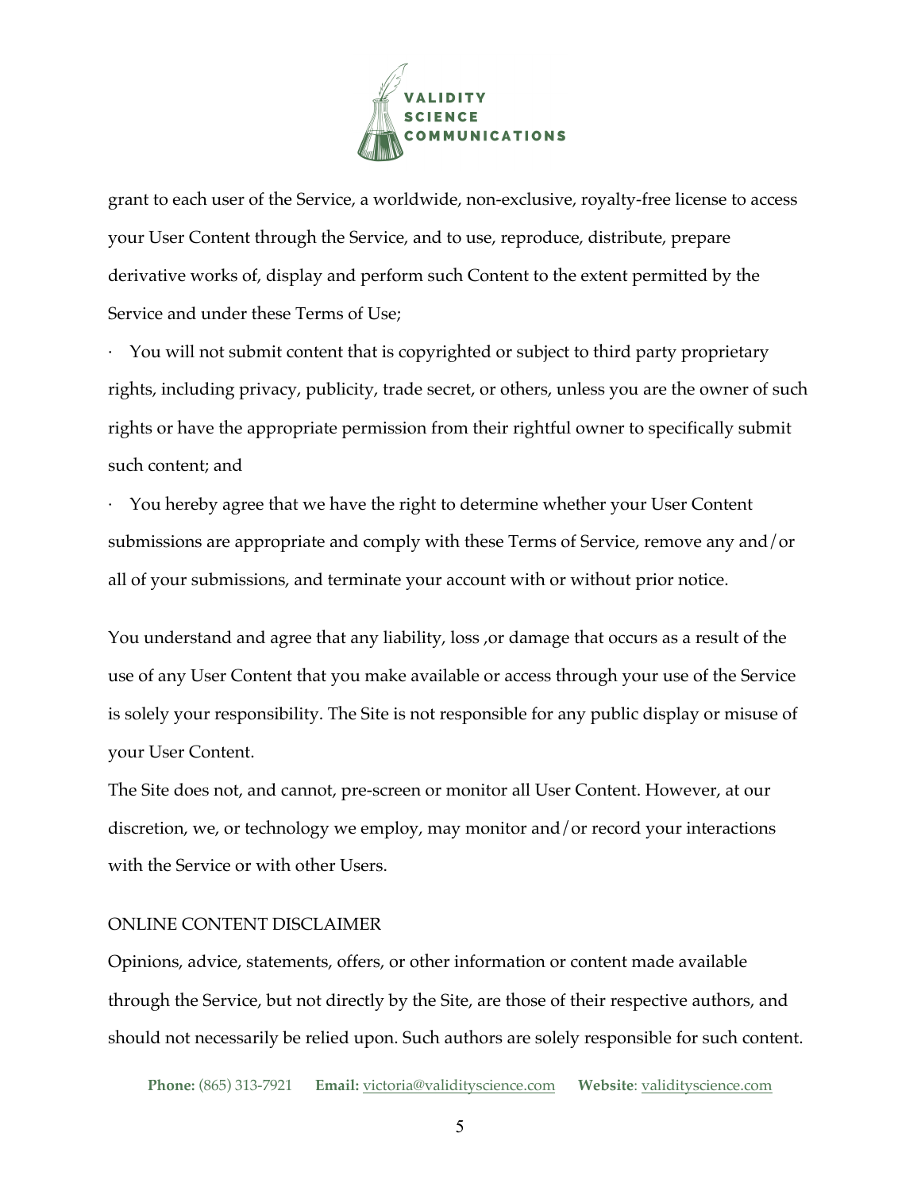grant to each user of the Service, a worldwide, non-exclusive, royalty-free license to access your User Content through the Service, and to use, reproduce, distribute, prepare derivative works of, display and perform such Content to the extent permitted by the Service and under these Terms of Use;

· You will not submit content that is copyrighted or subject to third party proprietary rights, including privacy, publicity, trade secret, or others, unless you are the owner of such rights or have the appropriate permission from their rightful owner to specifically submit such content; and

· You hereby agree that we have the right to determine whether your User Content submissions are appropriate and comply with these Terms of Service, remove any and/or all of your submissions, and terminate your account with or without prior notice.

You understand and agree that any liability, loss ,or damage that occurs as a result of the use of any User Content that you make available or access through your use of the Service is solely your responsibility. The Site is not responsible for any public display or misuse of your User Content.

The Site does not, and cannot, pre-screen or monitor all User Content. However, at our discretion, we, or technology we employ, may monitor and/or record your interactions with the Service or with other Users.

ONLINE CONTENT DISCLAIMER

Opinions, advice, statements, offers, or other information or content made available through the Service, but not directly by the Site, are those of their respective authors, and should not necessarily be relied upon. Such authors are solely responsible for such content.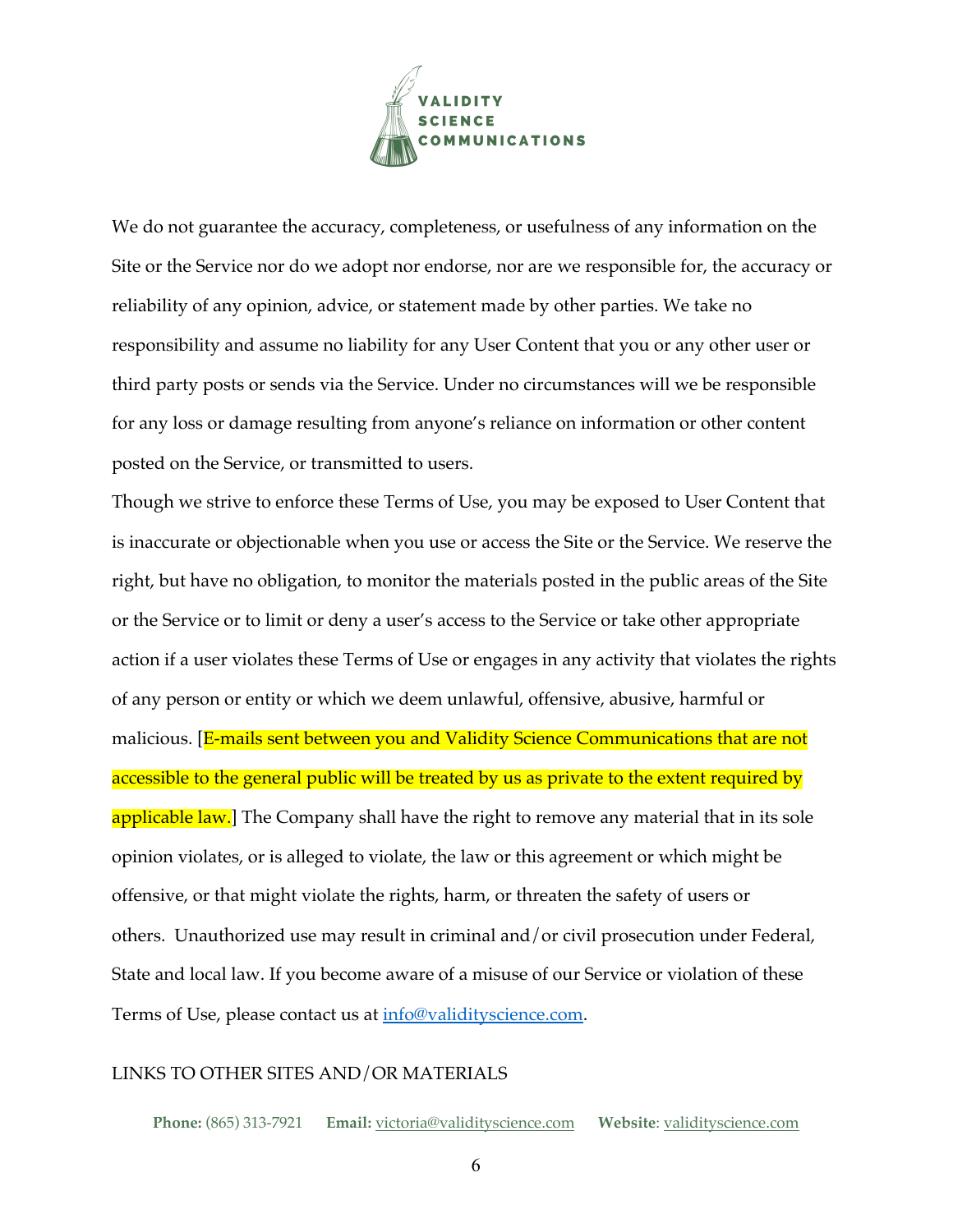We do not guarantee the accuracy, completeness, or usefulness of any information on the Site or the Service nor do we adopt nor endorse, nor are we responsible for, the accuracy or reliability of any opinion, advice, or statement made by other parties. We take no responsibility and assume no liability for any User Content that you or any other user or third party posts or sends via the Service. Under no circumstances will we be responsible for any loss or damage resulting from anyone's reliance on information or other content posted on the Service, or transmitted to users.

Though we strive to enforce these Terms of Use, you may be exposed to User Content that is inaccurate or objectionable when you use or access the Site or the Service. We reserve the right, but have no obligation, to monitor the materials posted in the public areas of the Site or the Service or to limit or deny a user's access to the Service or take other appropriate action if a user violates these Terms of Use or engages in any activity that violates the rights of any person or entity or which we deem unlawful, offensive, abusive, harmful or malicious. [E-mails sent between you and Validity Science Communications that are not accessible to the general public will be treated by us as private to the extent required by applicable law.] The Company shall have the right to remove any material that in its sole opinion violates, or is alleged to violate, the law or this agreement or which might be offensive, or that might violate the rights, harm, or threaten the safety of users or others. Unauthorized use may result in criminal and/or civil prosecution under Federal, State and local law. If you become aware of a misuse of our Service or violation of these Terms of Use, please contact us at info@validityscience.com.

LINKS TO OTHER SITES AND/OR MATERIALS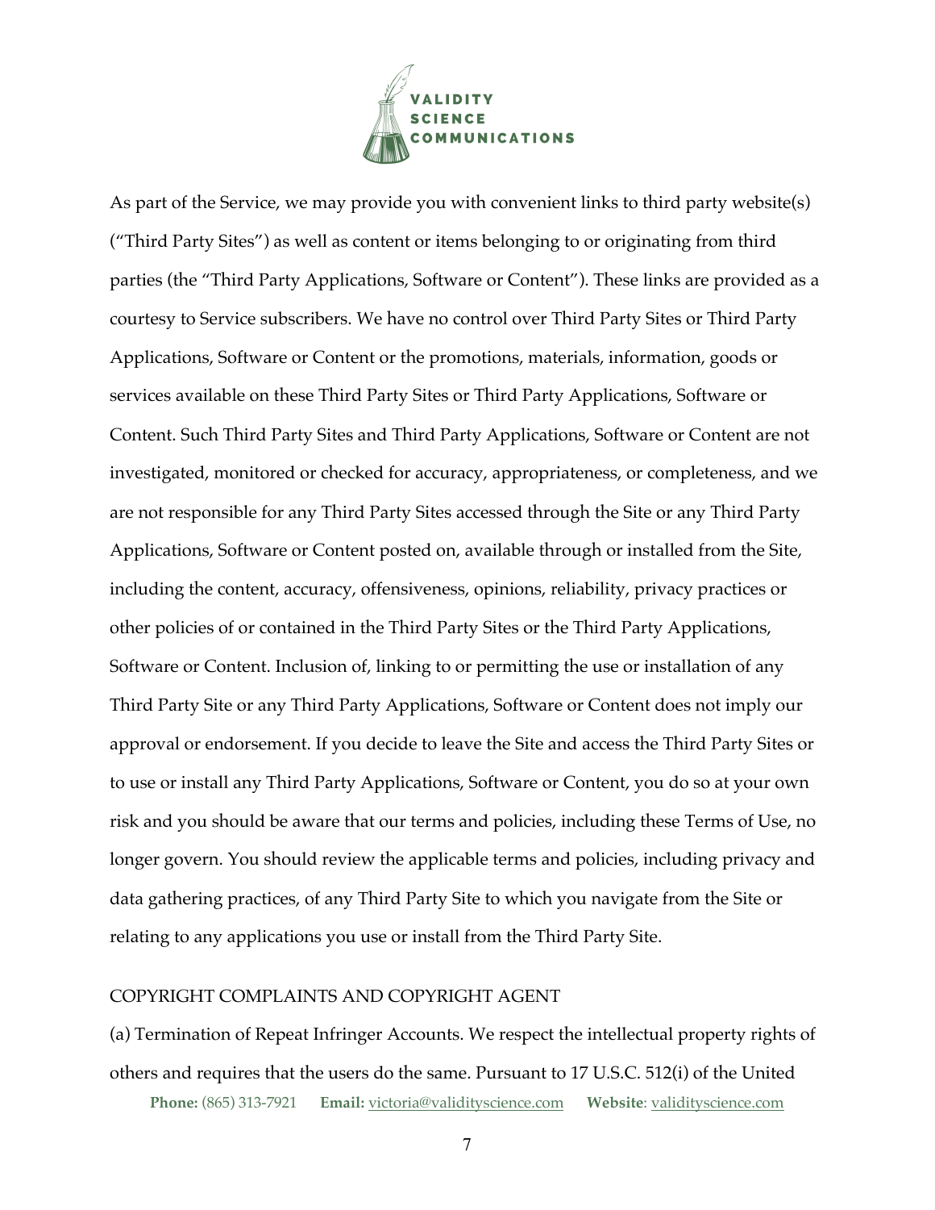As part of the Service, we may provide you with convenient links to third party website(s) ("Third Party Sites") as well as content or items belonging to or originating from third parties (the "Third Party Applications, Software or Content"). These links are provided as a courtesy to Service subscribers. We have no control over Third Party Sites or Third Party Applications, Software or Content or the promotions, materials, information, goods or services available on these Third Party Sites or Third Party Applications, Software or Content. Such Third Party Sites and Third Party Applications, Software or Content are not investigated, monitored or checked for accuracy, appropriateness, or completeness, and we are not responsible for any Third Party Sites accessed through the Site or any Third Party Applications, Software or Content posted on, available through or installed from the Site, including the content, accuracy, offensiveness, opinions, reliability, privacy practices or other policies of or contained in the Third Party Sites or the Third Party Applications, Software or Content. Inclusion of, linking to or permitting the use or installation of any Third Party Site or any Third Party Applications, Software or Content does not imply our approval or endorsement. If you decide to leave the Site and access the Third Party Sites or to use or install any Third Party Applications, Software or Content, you do so at your own risk and you should be aware that our terms and policies, including these Terms of Use, no longer govern. You should review the applicable terms and policies, including privacy and data gathering practices, of any Third Party Site to which you navigate from the Site or relating to any applications you use or install from the Third Party Site.

## COPYRIGHT COMPLAINTS AND COPYRIGHT AGENT

(a) Termination of Repeat Infringer Accounts. We respect the intellectual property rights of others and requires that the users do the same. Pursuant to 17 U.S.C. 512(i) of the United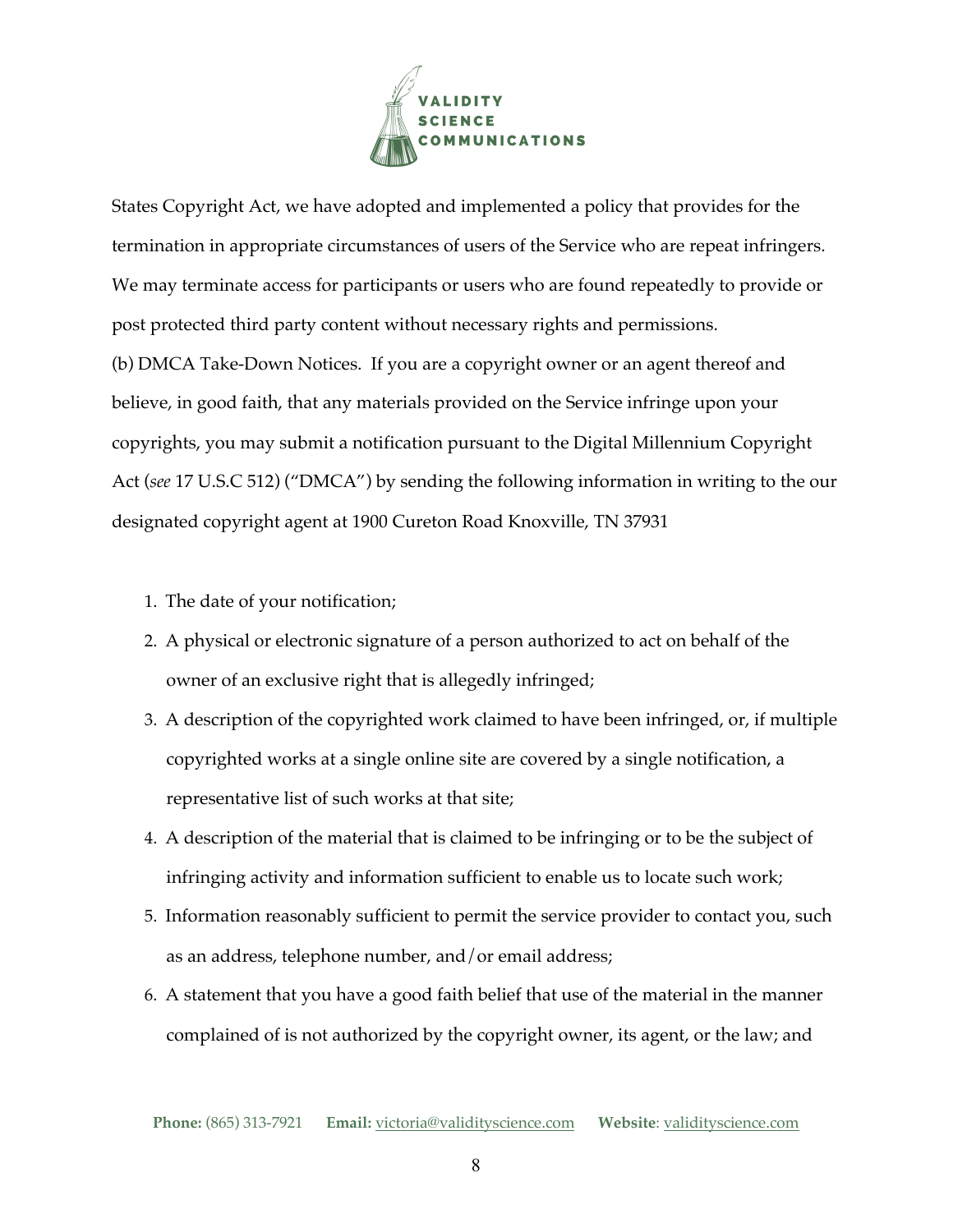States Copyright Act, we have adopted and implemented a policy that provides for the termination in appropriate circumstances of users of the Service who are repeat infringers. We may terminate access for participants or users who are found repeatedly to provide or post protected third party content without necessary rights and permissions.

(b) DMCA Take-Down Notices. If you are a copyright owner or an agent thereof and believe, in good faith, that any materials provided on the Service infringe upon your copyrights, you may submit a notification pursuant to the Digital Millennium Copyright Act (*see* 17 U.S.C 512) ("DMCA") by sending the following information in writing to the our designated copyright agent at 1900 Cureton Road Knoxville, TN 37931

1. The date of your notification;
2. A physical or electronic signature of a person authorized to act on behalf of the owner of an exclusive right that is allegedly infringed;
3. A description of the copyrighted work claimed to have been infringed, or, if multiple copyrighted works at a single online site are covered by a single notification, a representative list of such works at that site;
4. A description of the material that is claimed to be infringing or to be the subject of infringing activity and information sufficient to enable us to locate such work;
5. Information reasonably sufficient to permit the service provider to contact you, such as an address, telephone number, and/or email address;
6. A statement that you have a good faith belief that use of the material in the manner complained of is not authorized by the copyright owner, its agent, or the law; and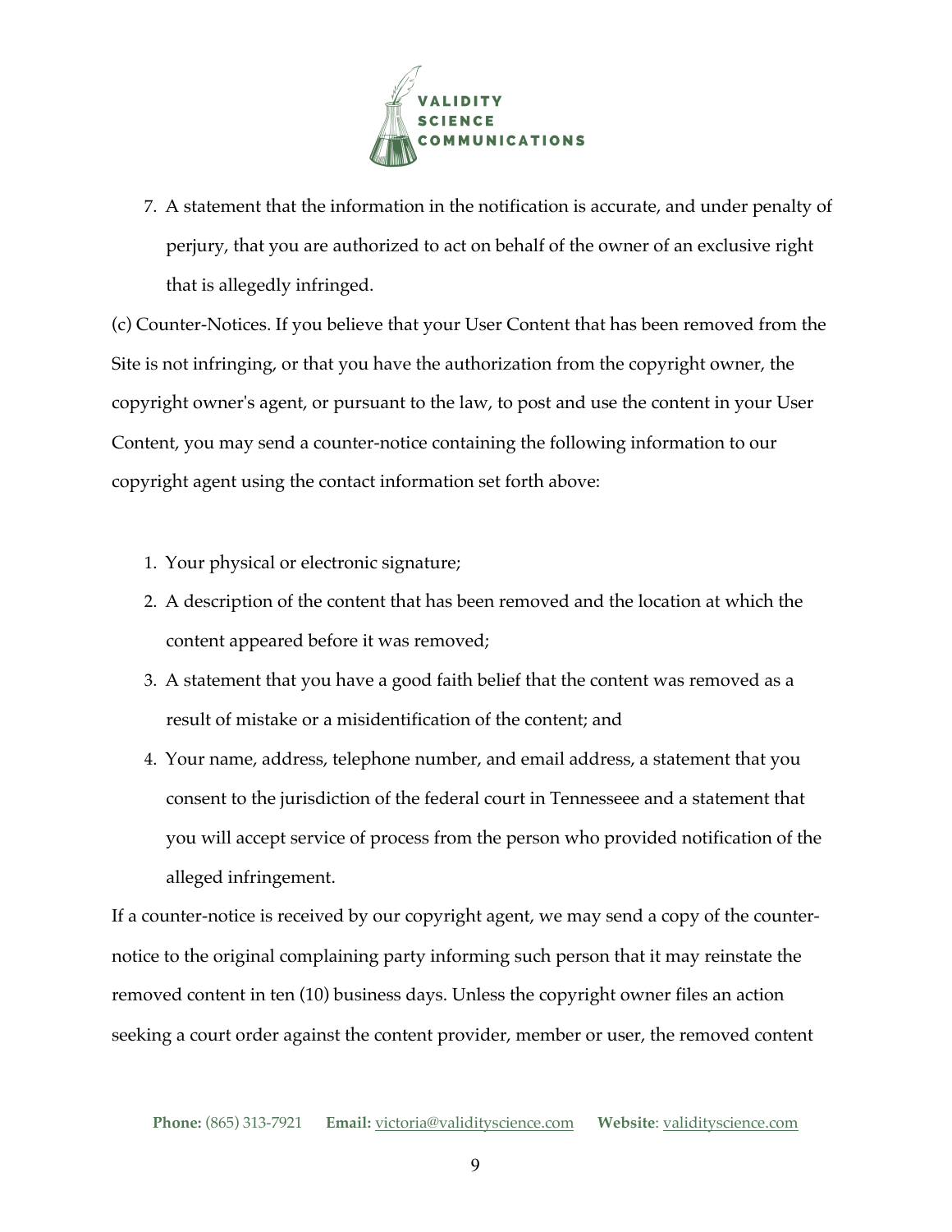7. A statement that the information in the notification is accurate, and under penalty of perjury, that you are authorized to act on behalf of the owner of an exclusive right that is allegedly infringed.

(c) Counter-Notices. If you believe that your User Content that has been removed from the Site is not infringing, or that you have the authorization from the copyright owner, the copyright owner's agent, or pursuant to the law, to post and use the content in your User Content, you may send a counter-notice containing the following information to our copyright agent using the contact information set forth above:

1. Your physical or electronic signature;
2. A description of the content that has been removed and the location at which the content appeared before it was removed;
3. A statement that you have a good faith belief that the content was removed as a result of mistake or a misidentification of the content; and
4. Your name, address, telephone number, and email address, a statement that you consent to the jurisdiction of the federal court in Tennesseee and a statement that you will accept service of process from the person who provided notification of the alleged infringement.

If a counter-notice is received by our copyright agent, we may send a copy of the counter-notice to the original complaining party informing such person that it may reinstate the removed content in ten (10) business days. Unless the copyright owner files an action seeking a court order against the content provider, member or user, the removed content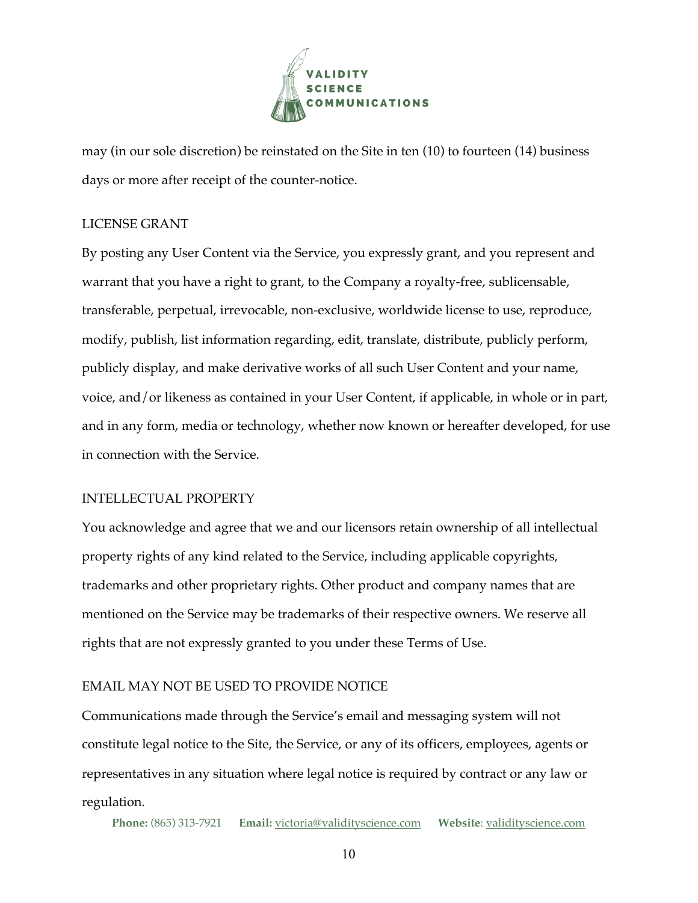may (in our sole discretion) be reinstated on the Site in ten (10) to fourteen (14) business days or more after receipt of the counter-notice.

## LICENSE GRANT

By posting any User Content via the Service, you expressly grant, and you represent and warrant that you have a right to grant, to the Company a royalty-free, sublicensable, transferable, perpetual, irrevocable, non-exclusive, worldwide license to use, reproduce, modify, publish, list information regarding, edit, translate, distribute, publicly perform, publicly display, and make derivative works of all such User Content and your name, voice, and/or likeness as contained in your User Content, if applicable, in whole or in part, and in any form, media or technology, whether now known or hereafter developed, for use in connection with the Service.

## INTELLECTUAL PROPERTY

You acknowledge and agree that we and our licensors retain ownership of all intellectual property rights of any kind related to the Service, including applicable copyrights, trademarks and other proprietary rights. Other product and company names that are mentioned on the Service may be trademarks of their respective owners. We reserve all rights that are not expressly granted to you under these Terms of Use.

## EMAIL MAY NOT BE USED TO PROVIDE NOTICE

Communications made through the Service's email and messaging system will not constitute legal notice to the Site, the Service, or any of its officers, employees, agents or representatives in any situation where legal notice is required by contract or any law or regulation.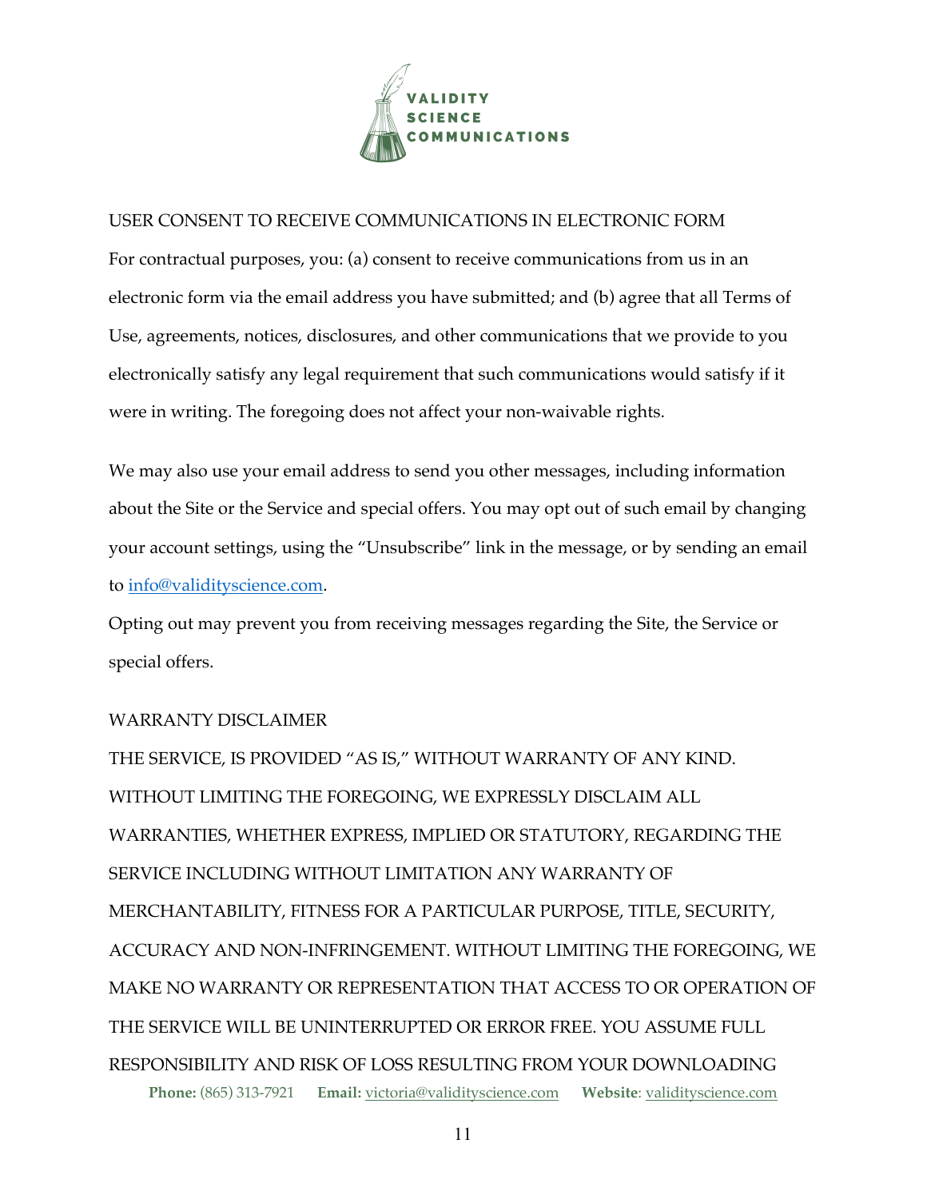USER CONSENT TO RECEIVE COMMUNICATIONS IN ELECTRONIC FORM

For contractual purposes, you: (a) consent to receive communications from us in an electronic form via the email address you have submitted; and (b) agree that all Terms of Use, agreements, notices, disclosures, and other communications that we provide to you electronically satisfy any legal requirement that such communications would satisfy if it were in writing. The foregoing does not affect your non-waivable rights.

We may also use your email address to send you other messages, including information about the Site or the Service and special offers. You may opt out of such email by changing your account settings, using the "Unsubscribe" link in the message, or by sending an email to info@validityscience.com.

Opting out may prevent you from receiving messages regarding the Site, the Service or special offers.

WARRANTY DISCLAIMER

THE SERVICE, IS PROVIDED "AS IS," WITHOUT WARRANTY OF ANY KIND. WITHOUT LIMITING THE FOREGOING, WE EXPRESSLY DISCLAIM ALL WARRANTIES, WHETHER EXPRESS, IMPLIED OR STATUTORY, REGARDING THE SERVICE INCLUDING WITHOUT LIMITATION ANY WARRANTY OF MERCHANTABILITY, FITNESS FOR A PARTICULAR PURPOSE, TITLE, SECURITY, ACCURACY AND NON-INFRINGEMENT. WITHOUT LIMITING THE FOREGOING, WE MAKE NO WARRANTY OR REPRESENTATION THAT ACCESS TO OR OPERATION OF THE SERVICE WILL BE UNINTERRUPTED OR ERROR FREE. YOU ASSUME FULL RESPONSIBILITY AND RISK OF LOSS RESULTING FROM YOUR DOWNLOADING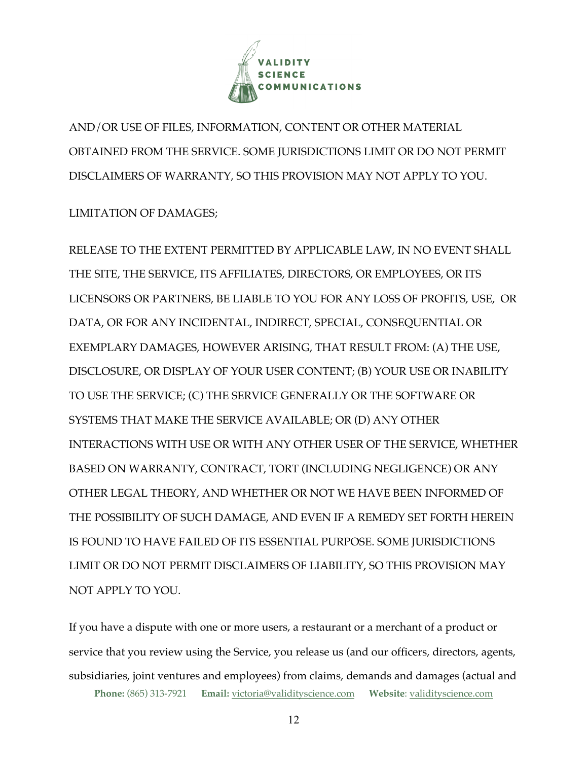AND/OR USE OF FILES, INFORMATION, CONTENT OR OTHER MATERIAL OBTAINED FROM THE SERVICE. SOME JURISDICTIONS LIMIT OR DO NOT PERMIT DISCLAIMERS OF WARRANTY, SO THIS PROVISION MAY NOT APPLY TO YOU.

LIMITATION OF DAMAGES;

RELEASE TO THE EXTENT PERMITTED BY APPLICABLE LAW, IN NO EVENT SHALL THE SITE, THE SERVICE, ITS AFFILIATES, DIRECTORS, OR EMPLOYEES, OR ITS LICENSORS OR PARTNERS, BE LIABLE TO YOU FOR ANY LOSS OF PROFITS, USE, OR DATA, OR FOR ANY INCIDENTAL, INDIRECT, SPECIAL, CONSEQUENTIAL OR EXEMPLARY DAMAGES, HOWEVER ARISING, THAT RESULT FROM: (A) THE USE, DISCLOSURE, OR DISPLAY OF YOUR USER CONTENT; (B) YOUR USE OR INABILITY TO USE THE SERVICE; (C) THE SERVICE GENERALLY OR THE SOFTWARE OR SYSTEMS THAT MAKE THE SERVICE AVAILABLE; OR (D) ANY OTHER INTERACTIONS WITH USE OR WITH ANY OTHER USER OF THE SERVICE, WHETHER BASED ON WARRANTY, CONTRACT, TORT (INCLUDING NEGLIGENCE) OR ANY OTHER LEGAL THEORY, AND WHETHER OR NOT WE HAVE BEEN INFORMED OF THE POSSIBILITY OF SUCH DAMAGE, AND EVEN IF A REMEDY SET FORTH HEREIN IS FOUND TO HAVE FAILED OF ITS ESSENTIAL PURPOSE. SOME JURISDICTIONS LIMIT OR DO NOT PERMIT DISCLAIMERS OF LIABILITY, SO THIS PROVISION MAY NOT APPLY TO YOU.

If you have a dispute with one or more users, a restaurant or a merchant of a product or service that you review using the Service, you release us (and our officers, directors, agents, subsidiaries, joint ventures and employees) from claims, demands and damages (actual and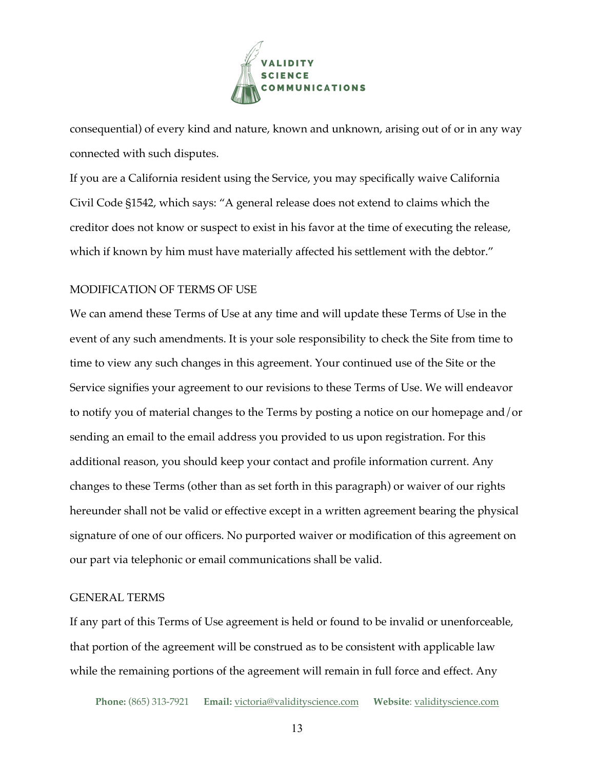consequential) of every kind and nature, known and unknown, arising out of or in any way connected with such disputes.

If you are a California resident using the Service, you may specifically waive California Civil Code §1542, which says: "A general release does not extend to claims which the creditor does not know or suspect to exist in his favor at the time of executing the release, which if known by him must have materially affected his settlement with the debtor."

## MODIFICATION OF TERMS OF USE

We can amend these Terms of Use at any time and will update these Terms of Use in the event of any such amendments. It is your sole responsibility to check the Site from time to time to view any such changes in this agreement. Your continued use of the Site or the Service signifies your agreement to our revisions to these Terms of Use. We will endeavor to notify you of material changes to the Terms by posting a notice on our homepage and/or sending an email to the email address you provided to us upon registration. For this additional reason, you should keep your contact and profile information current. Any changes to these Terms (other than as set forth in this paragraph) or waiver of our rights hereunder shall not be valid or effective except in a written agreement bearing the physical signature of one of our officers. No purported waiver or modification of this agreement on our part via telephonic or email communications shall be valid.

## GENERAL TERMS

If any part of this Terms of Use agreement is held or found to be invalid or unenforceable, that portion of the agreement will be construed as to be consistent with applicable law while the remaining portions of the agreement will remain in full force and effect. Any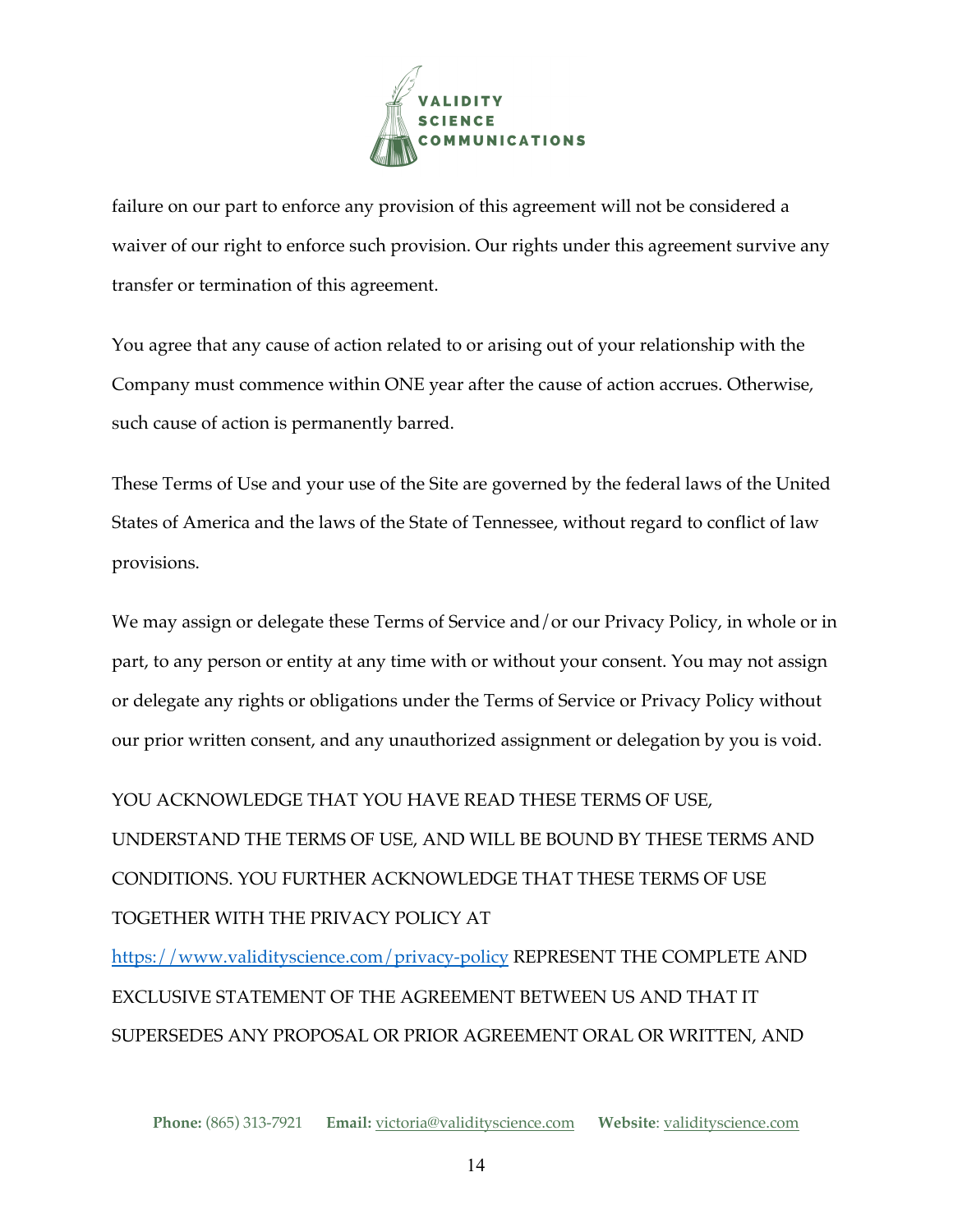failure on our part to enforce any provision of this agreement will not be considered a waiver of our right to enforce such provision. Our rights under this agreement survive any transfer or termination of this agreement.

You agree that any cause of action related to or arising out of your relationship with the Company must commence within ONE year after the cause of action accrues. Otherwise, such cause of action is permanently barred.

These Terms of Use and your use of the Site are governed by the federal laws of the United States of America and the laws of the State of Tennessee, without regard to conflict of law provisions.

We may assign or delegate these Terms of Service and/or our Privacy Policy, in whole or in part, to any person or entity at any time with or without your consent. You may not assign or delegate any rights or obligations under the Terms of Service or Privacy Policy without our prior written consent, and any unauthorized assignment or delegation by you is void.

YOU ACKNOWLEDGE THAT YOU HAVE READ THESE TERMS OF USE, UNDERSTAND THE TERMS OF USE, AND WILL BE BOUND BY THESE TERMS AND CONDITIONS. YOU FURTHER ACKNOWLEDGE THAT THESE TERMS OF USE TOGETHER WITH THE PRIVACY POLICY AT [https://www.validityscience.com/privacy-policy](https://www.validityscience.com/privacy-policy) REPRESENT THE COMPLETE AND EXCLUSIVE STATEMENT OF THE AGREEMENT BETWEEN US AND THAT IT SUPERSEDES ANY PROPOSAL OR PRIOR AGREEMENT ORAL OR WRITTEN, AND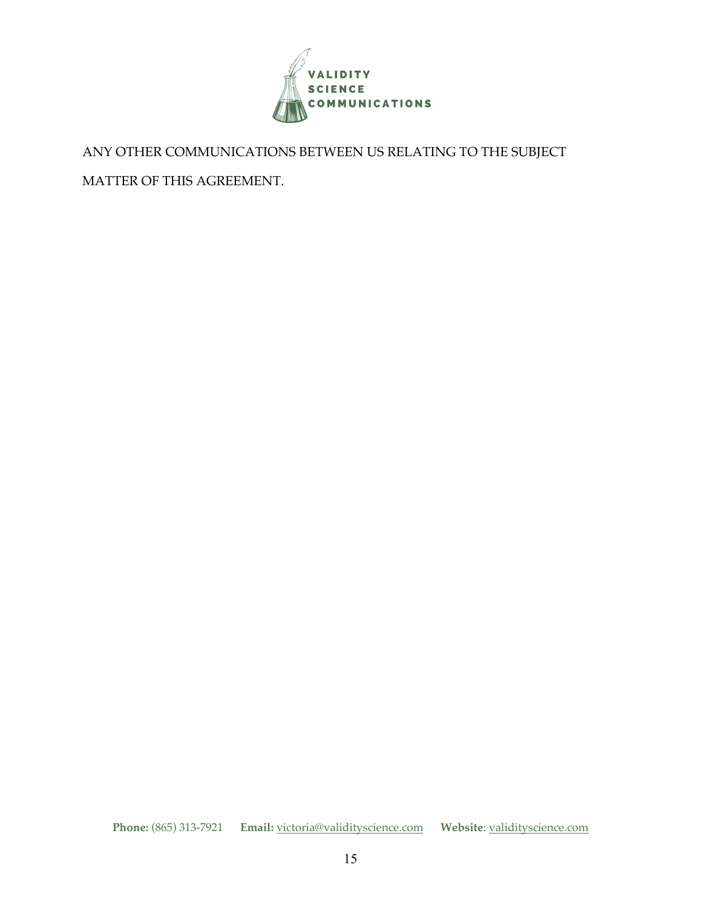ANY OTHER COMMUNICATIONS BETWEEN US RELATING TO THE SUBJECT MATTER OF THIS AGREEMENT.